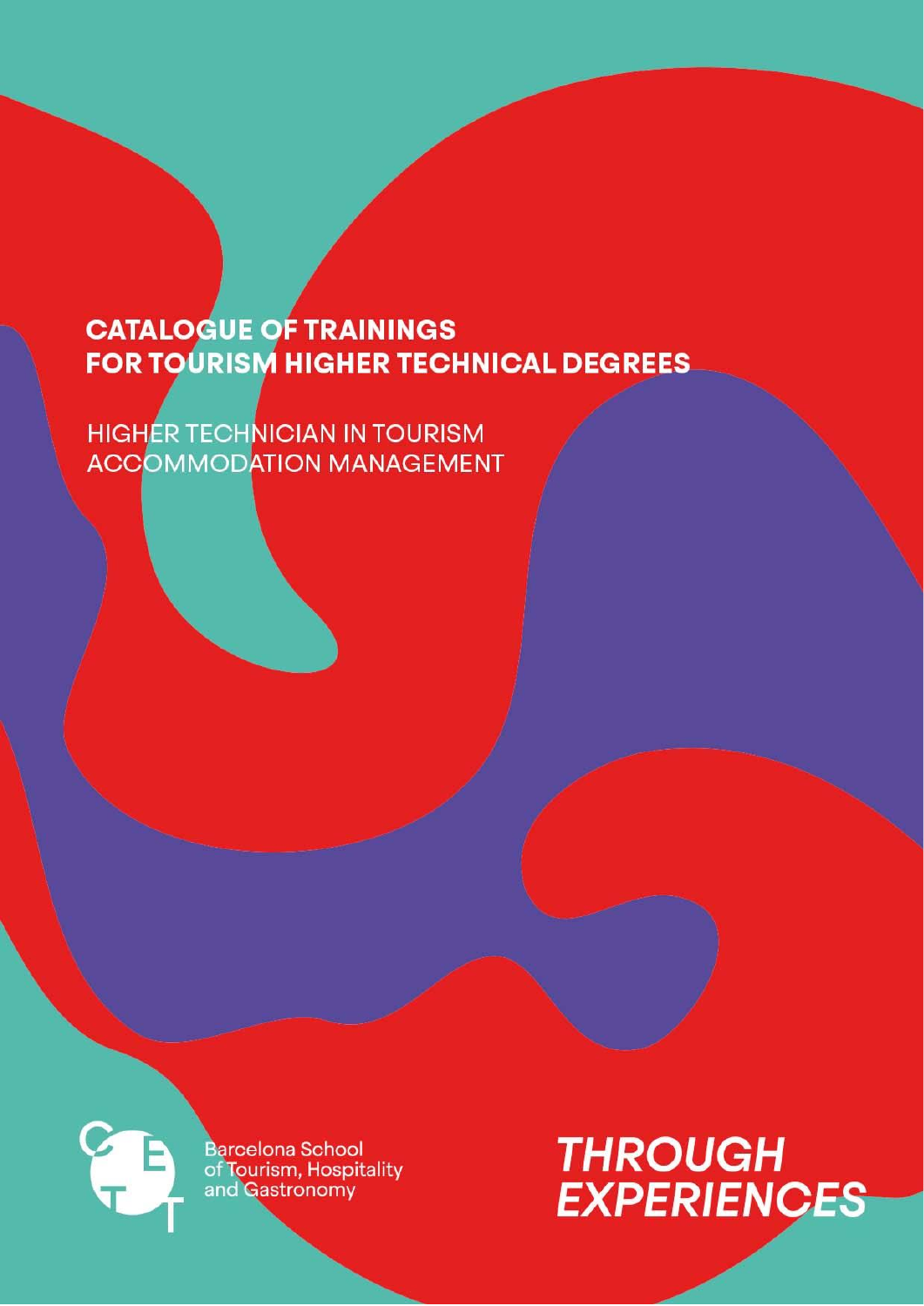# CATALOGUE OF TRAININGS FOR TOURISM HIGHER TECHNICAL DEGREES

## HIGHER TECHNICIAN IN TOURISM ACCOMMODATION MANAGEMENT

Barcelona School of Tourism, Hospitality and Gastronomy

**THROUGH EXPERIENCES**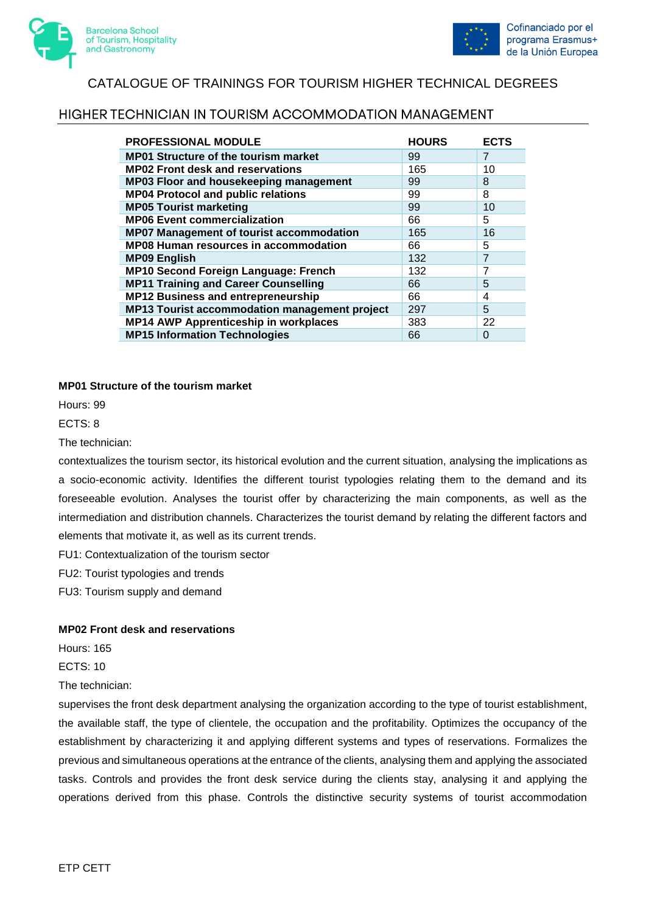# CATALOGUE OF TRAININGS FOR TOURISM HIGHER TECHNICAL DEGREES

## HIGHER TECHNICIAN IN TOURISM ACCOMMODATION MANAGEMENT

| PROFESSIONAL MODULE | HOURS | ECTS |
|---|---|---|
| **MP01 Structure of the tourism market** | 99 | 7 |
| **MP02 Front desk and reservations** | 165 | 10 |
| **MP03 Floor and housekeeping management** | 99 | 8 |
| **MP04 Protocol and public relations** | 99 | 8 |
| **MP05 Tourist marketing** | 99 | 10 |
| **MP06 Event commercialization** | 66 | 5 |
| **MP07 Management of tourist accommodation** | 165 | 16 |
| **MP08 Human resources in accommodation** | 66 | 5 |
| **MP09 English** | 132 | 7 |
| **MP10 Second Foreign Language: French** | 132 | 7 |
| **MP11 Training and Career Counselling** | 66 | 5 |
| **MP12 Business and entrepreneurship** | 66 | 4 |
| **MP13 Tourist accommodation management project** | 297 | 5 |
| **MP14 AWP Apprenticeship in workplaces** | 383 | 22 |
| **MP15 Information Technologies** | 66 | 0 |

**MP01 Structure of the tourism market**

Hours: 99

ECTS: 8

The technician:

contextualizes the tourism sector, its historical evolution and the current situation, analysing the implications as a socio-economic activity. Identifies the different tourist typologies relating them to the demand and its foreseeable evolution. Analyses the tourist offer by characterizing the main components, as well as the intermediation and distribution channels. Characterizes the tourist demand by relating the different factors and elements that motivate it, as well as its current trends.

FU1: Contextualization of the tourism sector

FU2: Tourist typologies and trends

FU3: Tourism supply and demand

**MP02 Front desk and reservations**

Hours: 165

ECTS: 10

The technician:

supervises the front desk department analysing the organization according to the type of tourist establishment, the available staff, the type of clientele, the occupation and the profitability. Optimizes the occupancy of the establishment by characterizing it and applying different systems and types of reservations. Formalizes the previous and simultaneous operations at the entrance of the clients, analysing them and applying the associated tasks. Controls and provides the front desk service during the clients stay, analysing it and applying the operations derived from this phase. Controls the distinctive security systems of tourist accommodation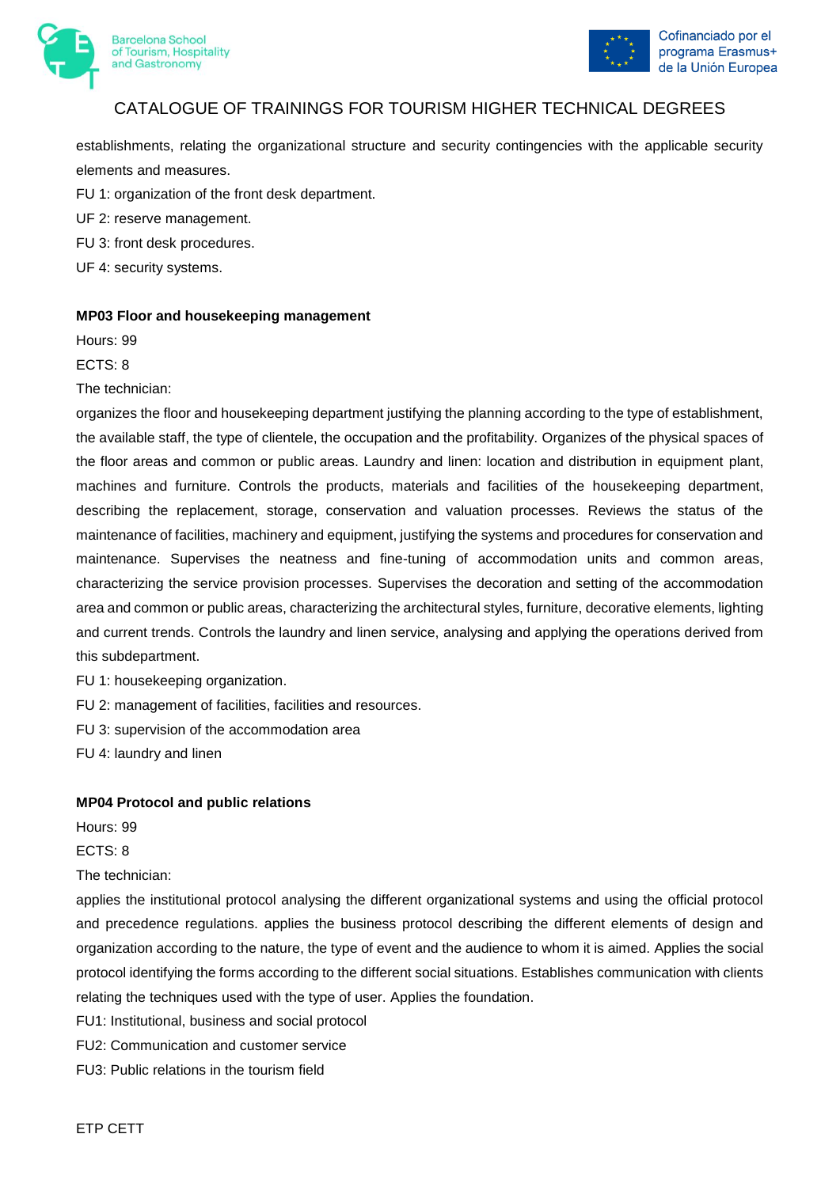establishments, relating the organizational structure and security contingencies with the applicable security elements and measures.

FU 1: organization of the front desk department.

UF 2: reserve management.

FU 3: front desk procedures.

UF 4: security systems.

**MP03 Floor and housekeeping management**

Hours: 99

ECTS: 8

The technician:

organizes the floor and housekeeping department justifying the planning according to the type of establishment, the available staff, the type of clientele, the occupation and the profitability. Organizes of the physical spaces of the floor areas and common or public areas. Laundry and linen: location and distribution in equipment plant, machines and furniture. Controls the products, materials and facilities of the housekeeping department, describing the replacement, storage, conservation and valuation processes. Reviews the status of the maintenance of facilities, machinery and equipment, justifying the systems and procedures for conservation and maintenance. Supervises the neatness and fine-tuning of accommodation units and common areas, characterizing the service provision processes. Supervises the decoration and setting of the accommodation area and common or public areas, characterizing the architectural styles, furniture, decorative elements, lighting and current trends. Controls the laundry and linen service, analysing and applying the operations derived from this subdepartment.

FU 1: housekeeping organization.

FU 2: management of facilities, facilities and resources.

FU 3: supervision of the accommodation area

FU 4: laundry and linen

**MP04 Protocol and public relations**

Hours: 99

ECTS: 8

The technician:

applies the institutional protocol analysing the different organizational systems and using the official protocol and precedence regulations. applies the business protocol describing the different elements of design and organization according to the nature, the type of event and the audience to whom it is aimed. Applies the social protocol identifying the forms according to the different social situations. Establishes communication with clients relating the techniques used with the type of user. Applies the foundation.

FU1: Institutional, business and social protocol

FU2: Communication and customer service

FU3: Public relations in the tourism field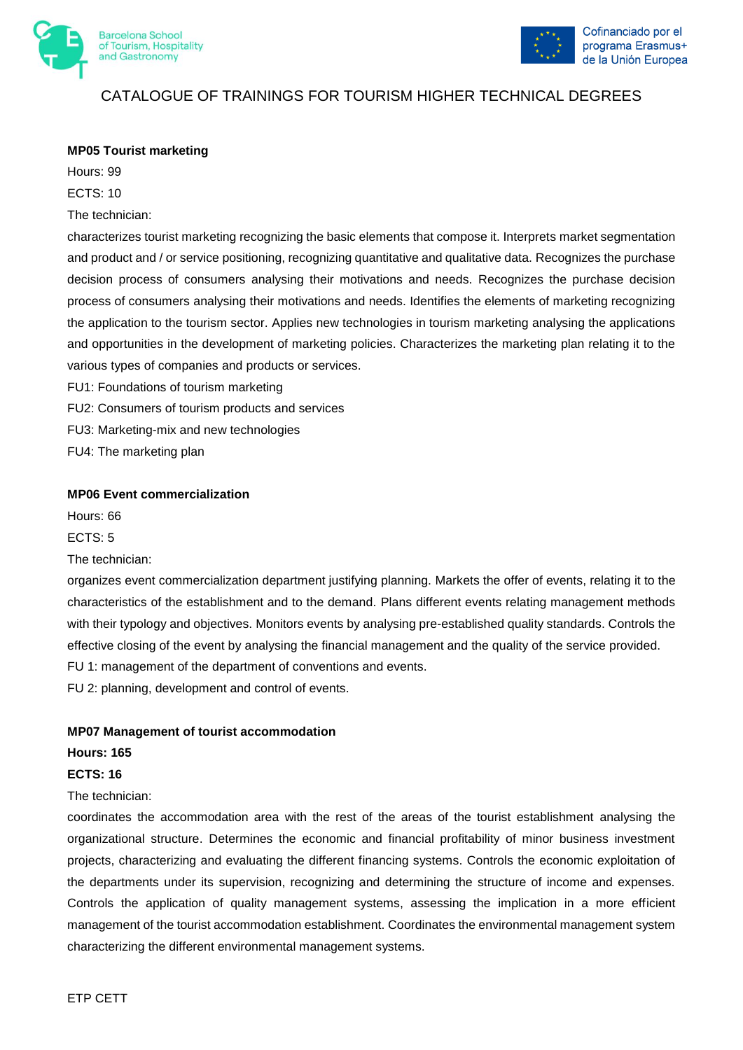**MP05 Tourist marketing**

Hours: 99

ECTS: 10

The technician:

characterizes tourist marketing recognizing the basic elements that compose it. Interprets market segmentation and product and / or service positioning, recognizing quantitative and qualitative data. Recognizes the purchase decision process of consumers analysing their motivations and needs. Recognizes the purchase decision process of consumers analysing their motivations and needs. Identifies the elements of marketing recognizing the application to the tourism sector. Applies new technologies in tourism marketing analysing the applications and opportunities in the development of marketing policies. Characterizes the marketing plan relating it to the various types of companies and products or services.

FU1: Foundations of tourism marketing

FU2: Consumers of tourism products and services

FU3: Marketing-mix and new technologies

FU4: The marketing plan

**MP06 Event commercialization**

Hours: 66

ECTS: 5

The technician:

organizes event commercialization department justifying planning. Markets the offer of events, relating it to the characteristics of the establishment and to the demand. Plans different events relating management methods with their typology and objectives. Monitors events by analysing pre-established quality standards. Controls the effective closing of the event by analysing the financial management and the quality of the service provided.

FU 1: management of the department of conventions and events.

FU 2: planning, development and control of events.

**MP07 Management of tourist accommodation**

**Hours: 165**

**ECTS: 16**

The technician:

coordinates the accommodation area with the rest of the areas of the tourist establishment analysing the organizational structure. Determines the economic and financial profitability of minor business investment projects, characterizing and evaluating the different financing systems. Controls the economic exploitation of the departments under its supervision, recognizing and determining the structure of income and expenses. Controls the application of quality management systems, assessing the implication in a more efficient management of the tourist accommodation establishment. Coordinates the environmental management system characterizing the different environmental management systems.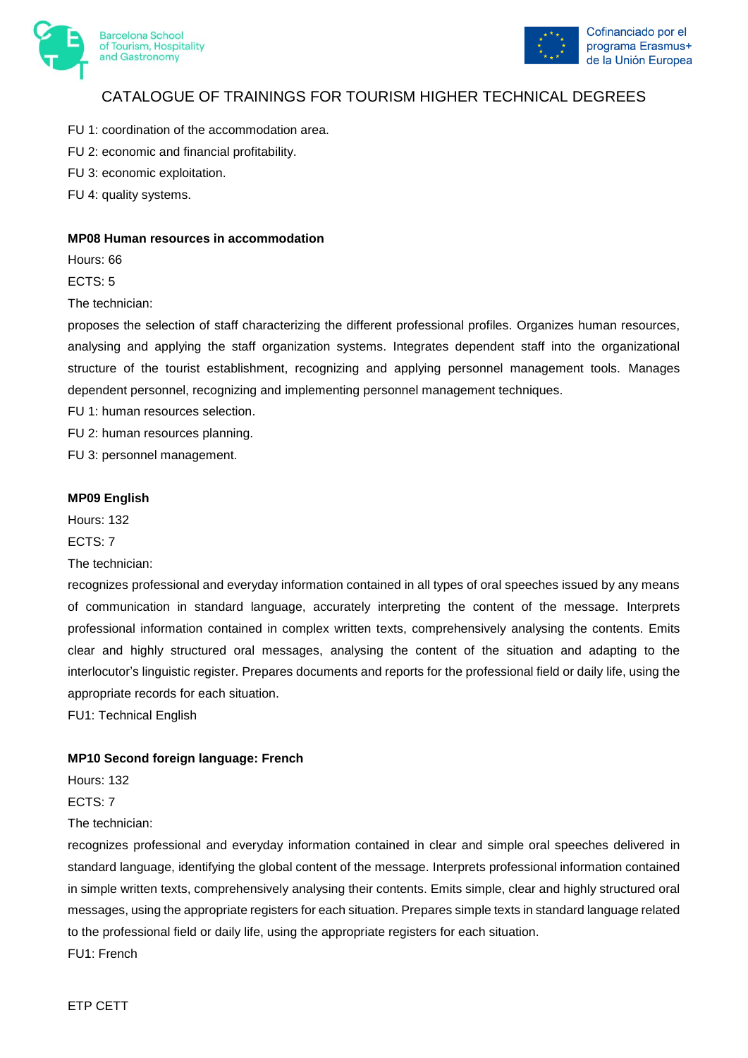FU 1: coordination of the accommodation area.

FU 2: economic and financial profitability.

FU 3: economic exploitation.

FU 4: quality systems.

**MP08 Human resources in accommodation**

Hours: 66

ECTS: 5

The technician:

proposes the selection of staff characterizing the different professional profiles. Organizes human resources, analysing and applying the staff organization systems. Integrates dependent staff into the organizational structure of the tourist establishment, recognizing and applying personnel management tools. Manages dependent personnel, recognizing and implementing personnel management techniques.

FU 1: human resources selection.

FU 2: human resources planning.

FU 3: personnel management.

**MP09 English**

Hours: 132

ECTS: 7

The technician:

recognizes professional and everyday information contained in all types of oral speeches issued by any means of communication in standard language, accurately interpreting the content of the message. Interprets professional information contained in complex written texts, comprehensively analysing the contents. Emits clear and highly structured oral messages, analysing the content of the situation and adapting to the interlocutor's linguistic register. Prepares documents and reports for the professional field or daily life, using the appropriate records for each situation.

FU1: Technical English

**MP10 Second foreign language: French**

Hours: 132

ECTS: 7

The technician:

recognizes professional and everyday information contained in clear and simple oral speeches delivered in standard language, identifying the global content of the message. Interprets professional information contained in simple written texts, comprehensively analysing their contents. Emits simple, clear and highly structured oral messages, using the appropriate registers for each situation. Prepares simple texts in standard language related to the professional field or daily life, using the appropriate registers for each situation.

FU1: French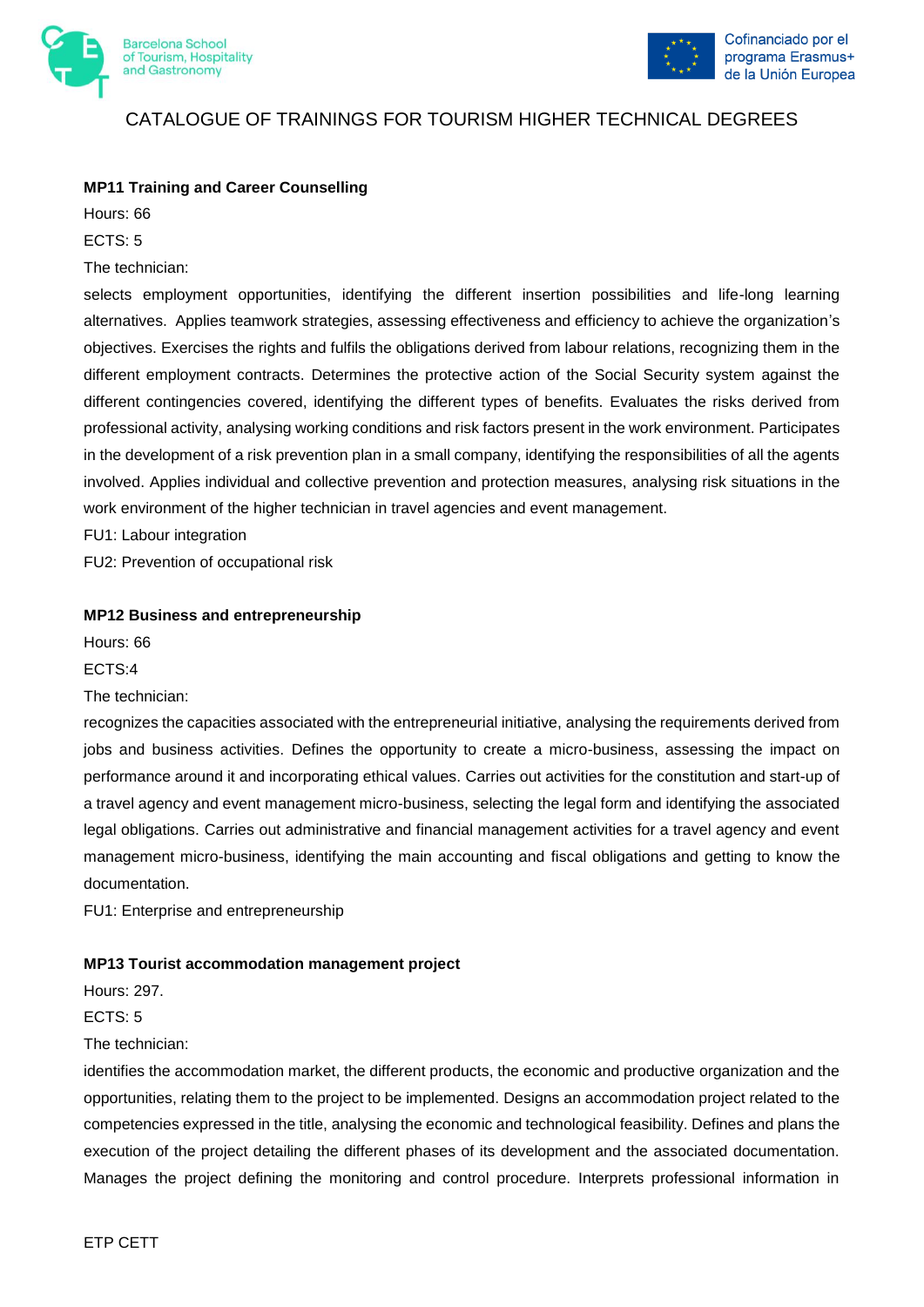**MP11 Training and Career Counselling**

Hours: 66

ECTS: 5

The technician:

selects employment opportunities, identifying the different insertion possibilities and life-long learning alternatives. Applies teamwork strategies, assessing effectiveness and efficiency to achieve the organization's objectives. Exercises the rights and fulfils the obligations derived from labour relations, recognizing them in the different employment contracts. Determines the protective action of the Social Security system against the different contingencies covered, identifying the different types of benefits. Evaluates the risks derived from professional activity, analysing working conditions and risk factors present in the work environment. Participates in the development of a risk prevention plan in a small company, identifying the responsibilities of all the agents involved. Applies individual and collective prevention and protection measures, analysing risk situations in the work environment of the higher technician in travel agencies and event management.

FU1: Labour integration

FU2: Prevention of occupational risk

**MP12 Business and entrepreneurship**

Hours: 66

ECTS:4

The technician:

recognizes the capacities associated with the entrepreneurial initiative, analysing the requirements derived from jobs and business activities. Defines the opportunity to create a micro-business, assessing the impact on performance around it and incorporating ethical values. Carries out activities for the constitution and start-up of a travel agency and event management micro-business, selecting the legal form and identifying the associated legal obligations. Carries out administrative and financial management activities for a travel agency and event management micro-business, identifying the main accounting and fiscal obligations and getting to know the documentation.

FU1: Enterprise and entrepreneurship

**MP13 Tourist accommodation management project**

Hours: 297.

ECTS: 5

The technician:

identifies the accommodation market, the different products, the economic and productive organization and the opportunities, relating them to the project to be implemented. Designs an accommodation project related to the competencies expressed in the title, analysing the economic and technological feasibility. Defines and plans the execution of the project detailing the different phases of its development and the associated documentation. Manages the project defining the monitoring and control procedure. Interprets professional information in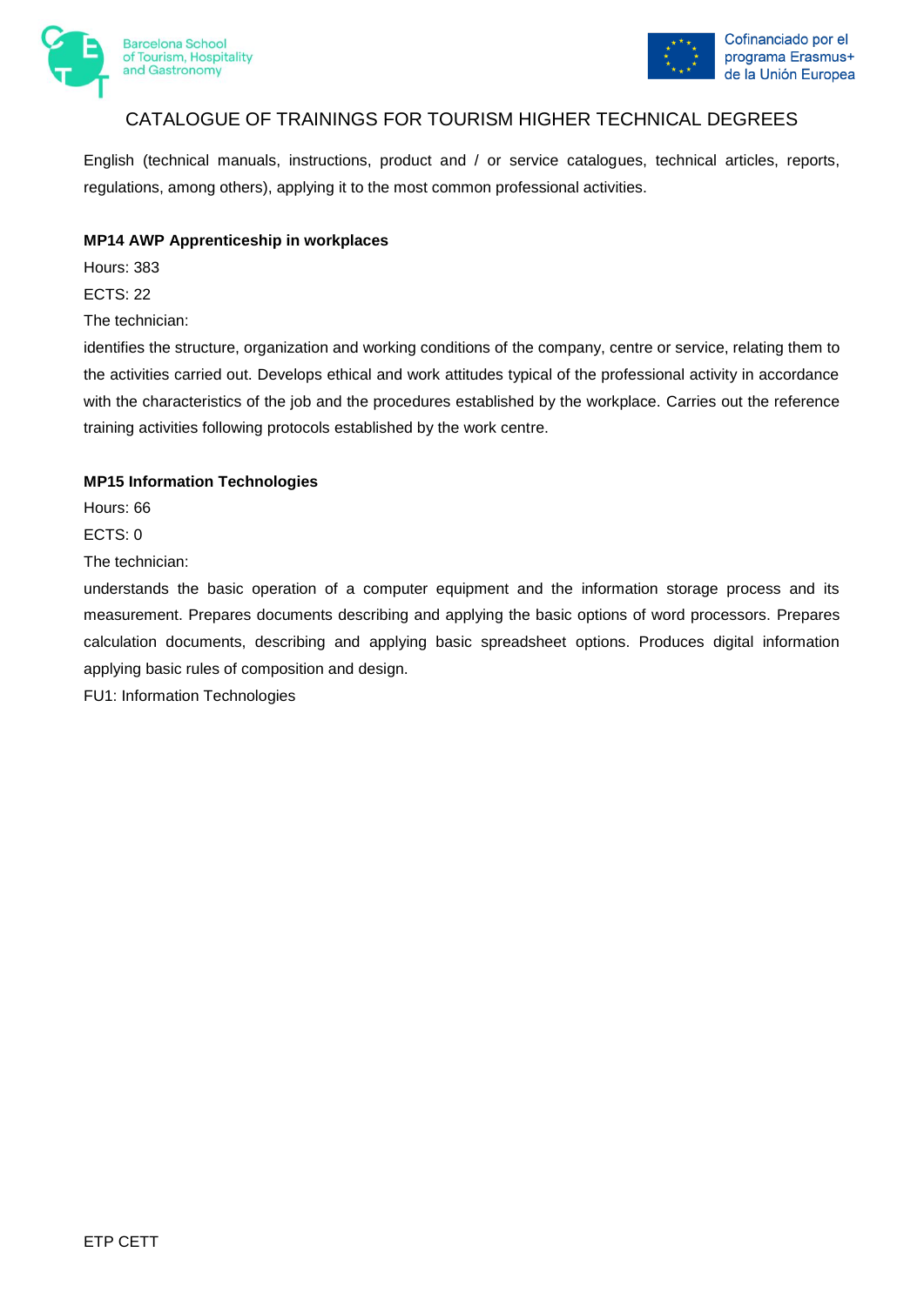English (technical manuals, instructions, product and / or service catalogues, technical articles, reports, regulations, among others), applying it to the most common professional activities.

**MP14 AWP Apprenticeship in workplaces**

Hours: 383

ECTS: 22

The technician:

identifies the structure, organization and working conditions of the company, centre or service, relating them to the activities carried out. Develops ethical and work attitudes typical of the professional activity in accordance with the characteristics of the job and the procedures established by the workplace. Carries out the reference training activities following protocols established by the work centre.

**MP15 Information Technologies**

Hours: 66

ECTS: 0

The technician:

understands the basic operation of a computer equipment and the information storage process and its measurement. Prepares documents describing and applying the basic options of word processors. Prepares calculation documents, describing and applying basic spreadsheet options. Produces digital information applying basic rules of composition and design.

FU1: Information Technologies